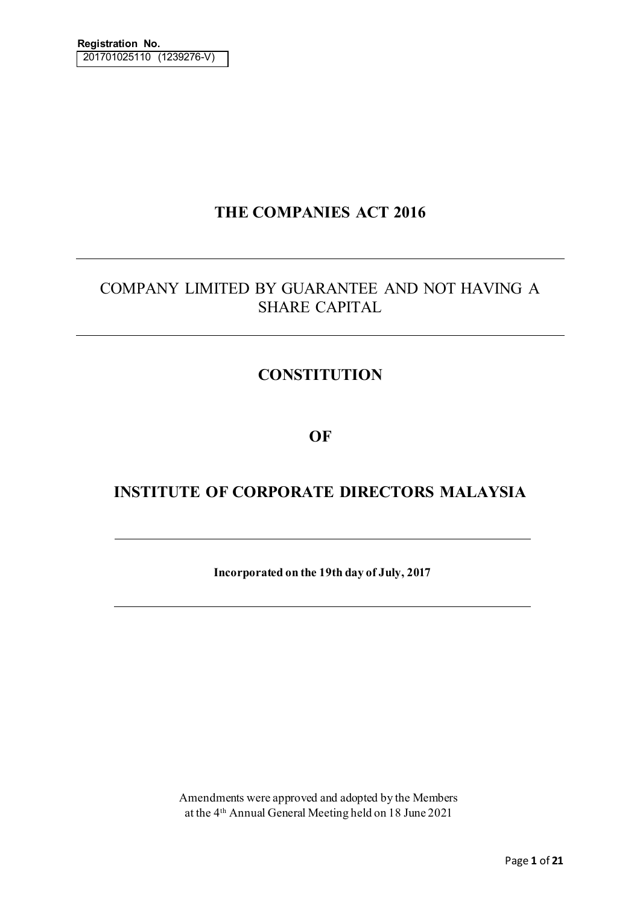**Registration No.**

201701025110 (1239276-V)

# THE COMPANIES ACT 2016

---

## COMPANY LIMITED BY GUARANTEE AND NOT HAVING A SHARE CAPITAL

---

# CONSTITUTION

# OF

# INSTITUTE OF CORPORATE DIRECTORS MALAYSIA

---

**Incorporated on the 19th day of July, 2017**

---

Amendments were approved and adopted by the Members at the 4th Annual General Meeting held on 18 June 2021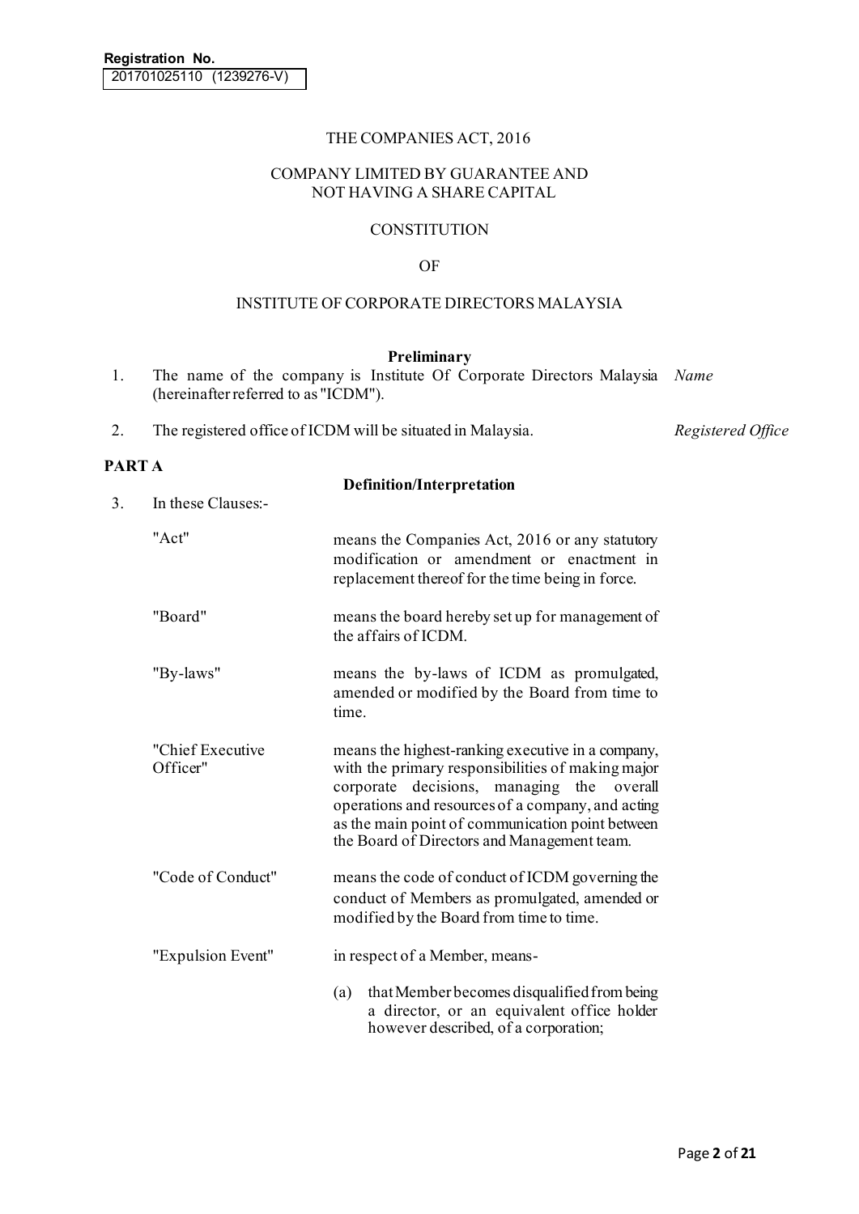**Registration No.**
201701025110 (1239276-V)

THE COMPANIES ACT, 2016

COMPANY LIMITED BY GUARANTEE AND NOT HAVING A SHARE CAPITAL

CONSTITUTION

OF

INSTITUTE OF CORPORATE DIRECTORS MALAYSIA

## Preliminary

1. The name of the company is Institute Of Corporate Directors Malaysia (hereinafter referred to as "ICDM"). *Name*

2. The registered office of ICDM will be situated in Malaysia. *Registered Office*

## PART A

### Definition/Interpretation

3. In these Clauses:-

| | |
|---|---|
| "Act" | means the Companies Act, 2016 or any statutory modification or amendment or enactment in replacement thereof for the time being in force. |
| "Board" | means the board hereby set up for management of the affairs of ICDM. |
| "By-laws" | means the by-laws of ICDM as promulgated, amended or modified by the Board from time to time. |
| "Chief Executive Officer" | means the highest-ranking executive in a company, with the primary responsibilities of making major corporate decisions, managing the overall operations and resources of a company, and acting as the main point of communication point between the Board of Directors and Management team. |
| "Code of Conduct" | means the code of conduct of ICDM governing the conduct of Members as promulgated, amended or modified by the Board from time to time. |
| "Expulsion Event" | in respect of a Member, means- (a) that Member becomes disqualified from being a director, or an equivalent office holder however described, of a corporation; |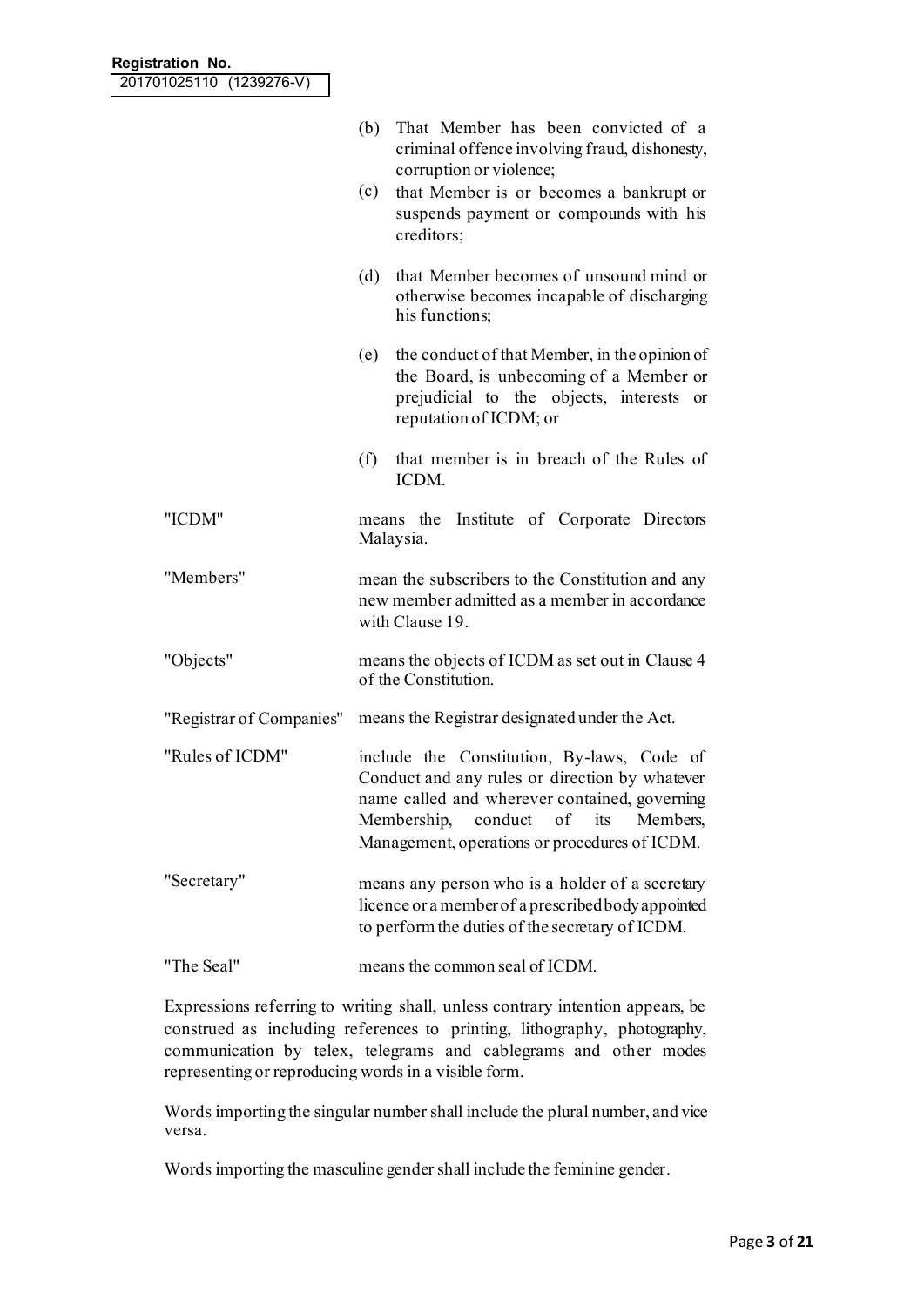(b) That Member has been convicted of a criminal offence involving fraud, dishonesty, corruption or violence;

(c) that Member is or becomes a bankrupt or suspends payment or compounds with his creditors;

(d) that Member becomes of unsound mind or otherwise becomes incapable of discharging his functions;

(e) the conduct of that Member, in the opinion of the Board, is unbecoming of a Member or prejudicial to the objects, interests or reputation of ICDM; or

(f) that member is in breach of the Rules of ICDM.

| | |
|---|---|
| "ICDM" | means the Institute of Corporate Directors Malaysia. |
| "Members" | mean the subscribers to the Constitution and any new member admitted as a member in accordance with Clause 19. |
| "Objects" | means the objects of ICDM as set out in Clause 4 of the Constitution. |
| "Registrar of Companies" | means the Registrar designated under the Act. |
| "Rules of ICDM" | include the Constitution, By-laws, Code of Conduct and any rules or direction by whatever name called and wherever contained, governing Membership, conduct of its Members, Management, operations or procedures of ICDM. |
| "Secretary" | means any person who is a holder of a secretary licence or a member of a prescribed body appointed to perform the duties of the secretary of ICDM. |
| "The Seal" | means the common seal of ICDM. |

Expressions referring to writing shall, unless contrary intention appears, be construed as including references to printing, lithography, photography, communication by telex, telegrams and cablegrams and other modes representing or reproducing words in a visible form.

Words importing the singular number shall include the plural number, and vice versa.

Words importing the masculine gender shall include the feminine gender.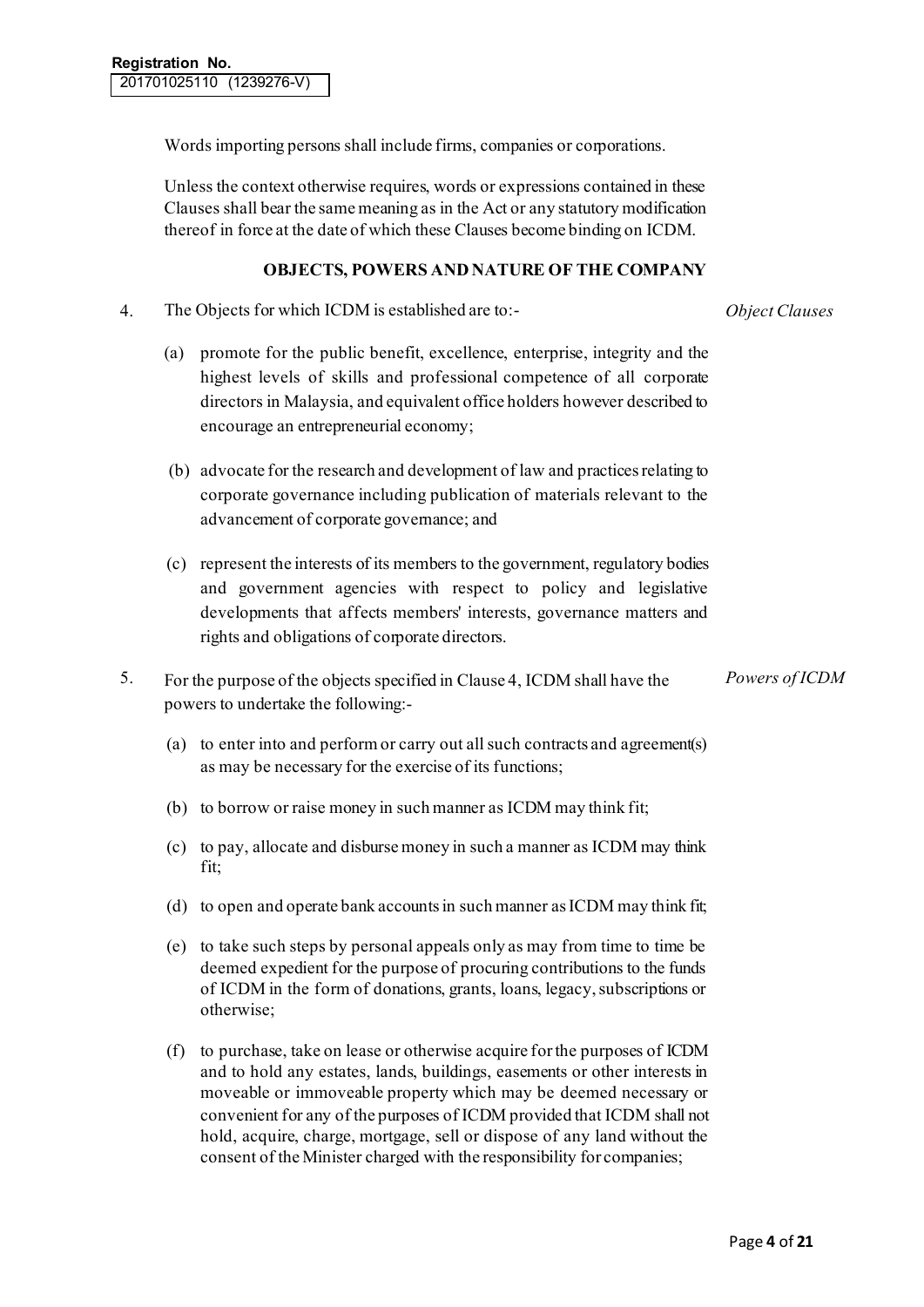Registration No.
201701025110 (1239276-V)

Words importing persons shall include firms, companies or corporations.

Unless the context otherwise requires, words or expressions contained in these Clauses shall bear the same meaning as in the Act or any statutory modification thereof in force at the date of which these Clauses become binding on ICDM.

## OBJECTS, POWERS AND NATURE OF THE COMPANY

4. The Objects for which ICDM is established are to:- *Object Clauses*

   (a) promote for the public benefit, excellence, enterprise, integrity and the highest levels of skills and professional competence of all corporate directors in Malaysia, and equivalent office holders however described to encourage an entrepreneurial economy;

   (b) advocate for the research and development of law and practices relating to corporate governance including publication of materials relevant to the advancement of corporate governance; and

   (c) represent the interests of its members to the government, regulatory bodies and government agencies with respect to policy and legislative developments that affects members' interests, governance matters and rights and obligations of corporate directors.

5. For the purpose of the objects specified in Clause 4, ICDM shall have the powers to undertake the following:- *Powers of ICDM*

   (a) to enter into and perform or carry out all such contracts and agreement(s) as may be necessary for the exercise of its functions;

   (b) to borrow or raise money in such manner as ICDM may think fit;

   (c) to pay, allocate and disburse money in such a manner as ICDM may think fit;

   (d) to open and operate bank accounts in such manner as ICDM may think fit;

   (e) to take such steps by personal appeals only as may from time to time be deemed expedient for the purpose of procuring contributions to the funds of ICDM in the form of donations, grants, loans, legacy, subscriptions or otherwise;

   (f) to purchase, take on lease or otherwise acquire for the purposes of ICDM and to hold any estates, lands, buildings, easements or other interests in moveable or immoveable property which may be deemed necessary or convenient for any of the purposes of ICDM provided that ICDM shall not hold, acquire, charge, mortgage, sell or dispose of any land without the consent of the Minister charged with the responsibility for companies;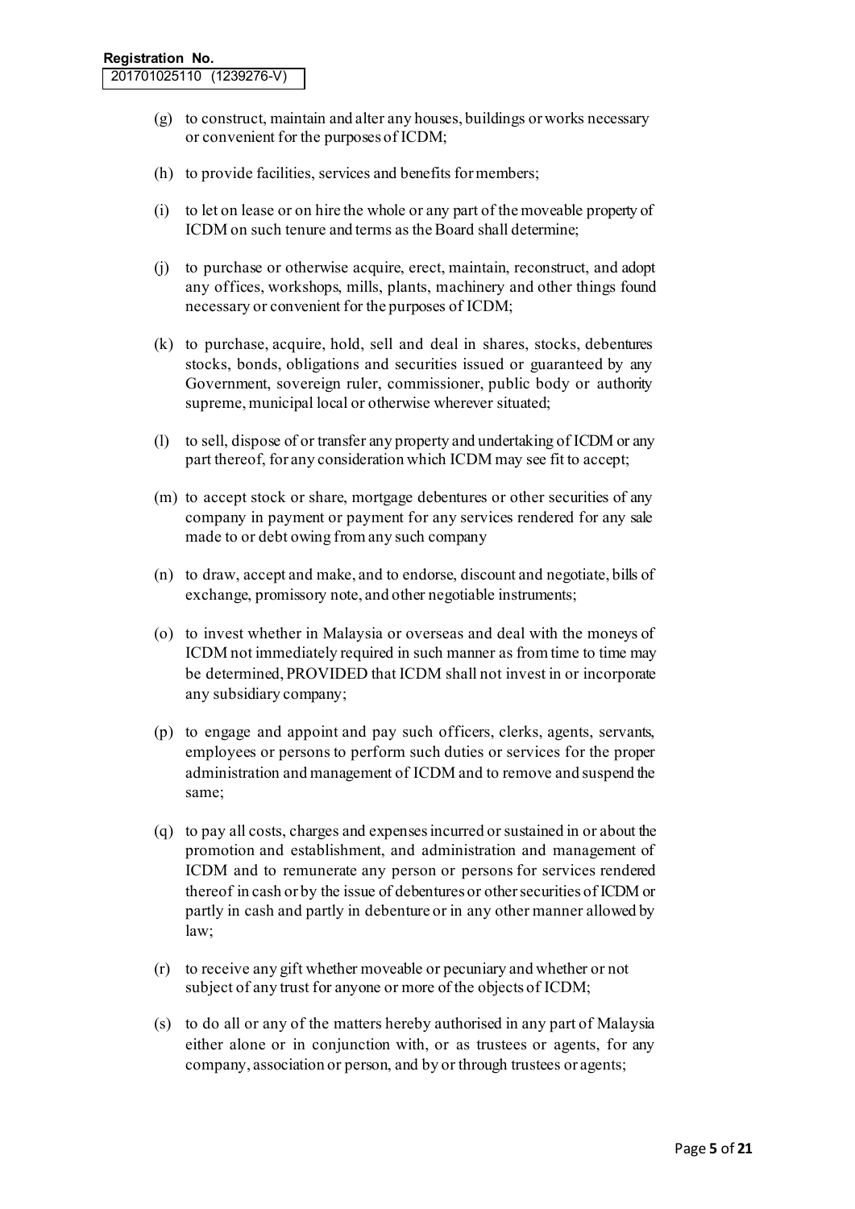(g) to construct, maintain and alter any houses, buildings or works necessary or convenient for the purposes of ICDM;

(h) to provide facilities, services and benefits for members;

(i) to let on lease or on hire the whole or any part of the moveable property of ICDM on such tenure and terms as the Board shall determine;

(j) to purchase or otherwise acquire, erect, maintain, reconstruct, and adopt any offices, workshops, mills, plants, machinery and other things found necessary or convenient for the purposes of ICDM;

(k) to purchase, acquire, hold, sell and deal in shares, stocks, debentures stocks, bonds, obligations and securities issued or guaranteed by any Government, sovereign ruler, commissioner, public body or authority supreme, municipal local or otherwise wherever situated;

(l) to sell, dispose of or transfer any property and undertaking of ICDM or any part thereof, for any consideration which ICDM may see fit to accept;

(m) to accept stock or share, mortgage debentures or other securities of any company in payment or payment for any services rendered for any sale made to or debt owing from any such company

(n) to draw, accept and make, and to endorse, discount and negotiate, bills of exchange, promissory note, and other negotiable instruments;

(o) to invest whether in Malaysia or overseas and deal with the moneys of ICDM not immediately required in such manner as from time to time may be determined, PROVIDED that ICDM shall not invest in or incorporate any subsidiary company;

(p) to engage and appoint and pay such officers, clerks, agents, servants, employees or persons to perform such duties or services for the proper administration and management of ICDM and to remove and suspend the same;

(q) to pay all costs, charges and expenses incurred or sustained in or about the promotion and establishment, and administration and management of ICDM and to remunerate any person or persons for services rendered thereof in cash or by the issue of debentures or other securities of ICDM or partly in cash and partly in debenture or in any other manner allowed by law;

(r) to receive any gift whether moveable or pecuniary and whether or not subject of any trust for anyone or more of the objects of ICDM;

(s) to do all or any of the matters hereby authorised in any part of Malaysia either alone or in conjunction with, or as trustees or agents, for any company, association or person, and by or through trustees or agents;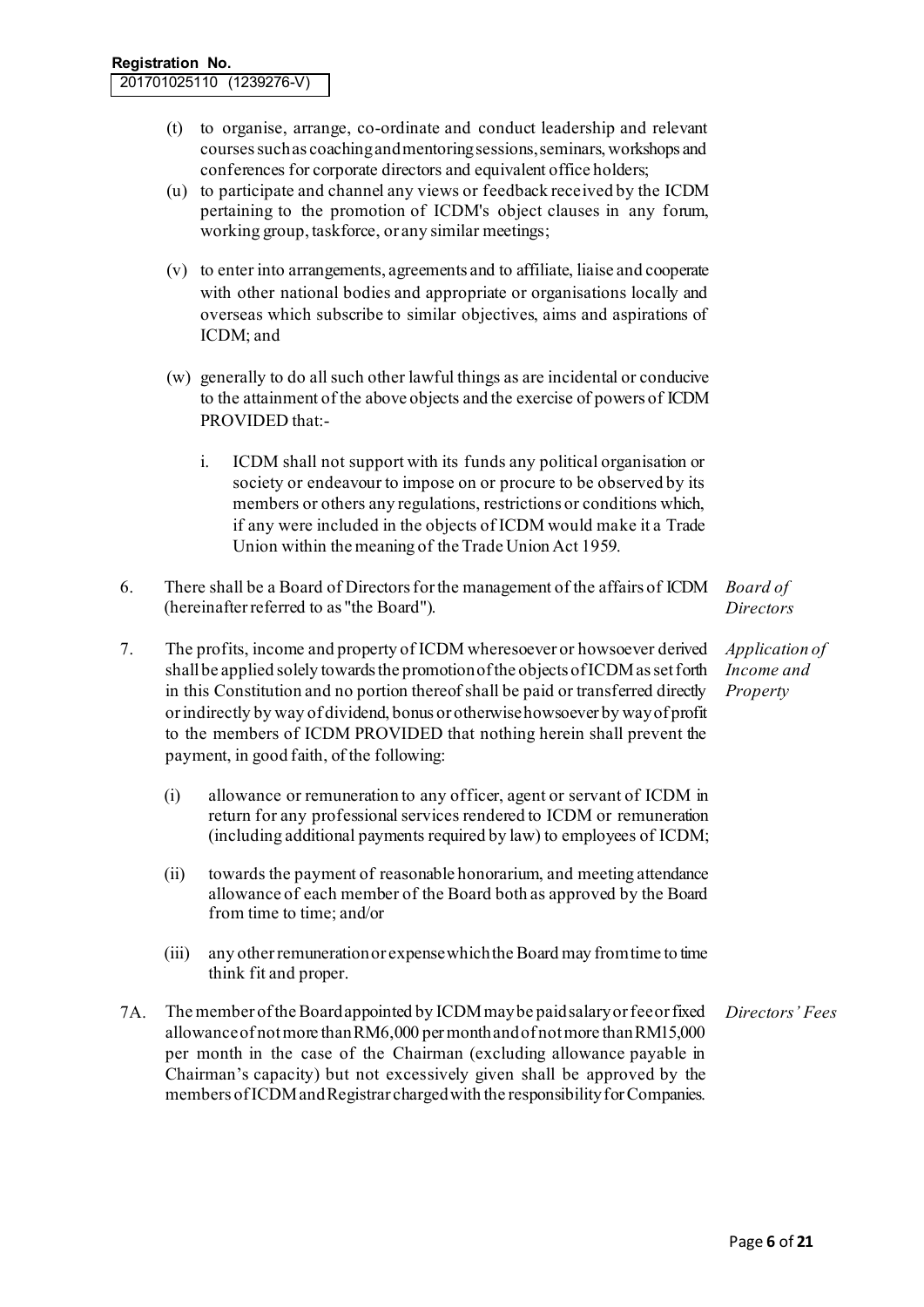**Registration No.**
201701025110 (1239276-V)

(t) to organise, arrange, co-ordinate and conduct leadership and relevant courses such as coaching and mentoring sessions, seminars, workshops and conferences for corporate directors and equivalent office holders;

(u) to participate and channel any views or feedback received by the ICDM pertaining to the promotion of ICDM's object clauses in any forum, working group, taskforce, or any similar meetings;

(v) to enter into arrangements, agreements and to affiliate, liaise and cooperate with other national bodies and appropriate or organisations locally and overseas which subscribe to similar objectives, aims and aspirations of ICDM; and

(w) generally to do all such other lawful things as are incidental or conducive to the attainment of the above objects and the exercise of powers of ICDM PROVIDED that:-

i. ICDM shall not support with its funds any political organisation or society or endeavour to impose on or procure to be observed by its members or others any regulations, restrictions or conditions which, if any were included in the objects of ICDM would make it a Trade Union within the meaning of the Trade Union Act 1959.

6. There shall be a Board of Directors for the management of the affairs of ICDM (hereinafter referred to as "the Board"). *Board of Directors*

7. The profits, income and property of ICDM wheresoever or howsoever derived shall be applied solely towards the promotion of the objects of ICDM as set forth in this Constitution and no portion thereof shall be paid or transferred directly or indirectly by way of dividend, bonus or otherwise howsoever by way of profit to the members of ICDM PROVIDED that nothing herein shall prevent the payment, in good faith, of the following: *Application of Income and Property*

(i) allowance or remuneration to any officer, agent or servant of ICDM in return for any professional services rendered to ICDM or remuneration (including additional payments required by law) to employees of ICDM;

(ii) towards the payment of reasonable honorarium, and meeting attendance allowance of each member of the Board both as approved by the Board from time to time; and/or

(iii) any other remuneration or expense which the Board may from time to time think fit and proper.

7A. The member of the Board appointed by ICDM may be paid salary or fee or fixed allowance of not more than RM6,000 per month and of not more than RM15,000 per month in the case of the Chairman (excluding allowance payable in Chairman's capacity) but not excessively given shall be approved by the members of ICDM and Registrar charged with the responsibility for Companies. *Directors' Fees*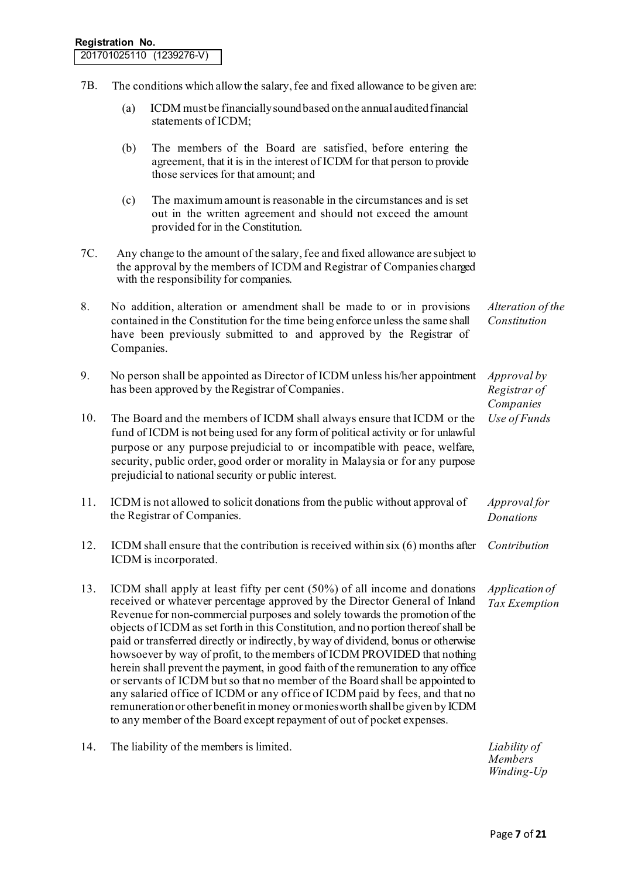**Registration No.**
201701025110 (1239276-V)

7B. The conditions which allow the salary, fee and fixed allowance to be given are:

(a) ICDM must be financially sound based on the annual audited financial statements of ICDM;

(b) The members of the Board are satisfied, before entering the agreement, that it is in the interest of ICDM for that person to provide those services for that amount; and

(c) The maximum amount is reasonable in the circumstances and is set out in the written agreement and should not exceed the amount provided for in the Constitution.

7C. Any change to the amount of the salary, fee and fixed allowance are subject to the approval by the members of ICDM and Registrar of Companies charged with the responsibility for companies.

*Alteration of the Constitution*

8. No addition, alteration or amendment shall be made to or in provisions contained in the Constitution for the time being enforce unless the same shall have been previously submitted to and approved by the Registrar of Companies.

*Approval by Registrar of Companies*

9. No person shall be appointed as Director of ICDM unless his/her appointment has been approved by the Registrar of Companies.

*Use of Funds*

10. The Board and the members of ICDM shall always ensure that ICDM or the fund of ICDM is not being used for any form of political activity or for unlawful purpose or any purpose prejudicial to or incompatible with peace, welfare, security, public order, good order or morality in Malaysia or for any purpose prejudicial to national security or public interest.

*Approval for Donations*

11. ICDM is not allowed to solicit donations from the public without approval of the Registrar of Companies.

*Contribution*

12. ICDM shall ensure that the contribution is received within six (6) months after ICDM is incorporated.

*Application of Tax Exemption*

13. ICDM shall apply at least fifty per cent (50%) of all income and donations received or whatever percentage approved by the Director General of Inland Revenue for non-commercial purposes and solely towards the promotion of the objects of ICDM as set forth in this Constitution, and no portion thereof shall be paid or transferred directly or indirectly, by way of dividend, bonus or otherwise howsoever by way of profit, to the members of ICDM PROVIDED that nothing herein shall prevent the payment, in good faith of the remuneration to any office or servants of ICDM but so that no member of the Board shall be appointed to any salaried office of ICDM or any office of ICDM paid by fees, and that no remuneration or other benefit in money or monies worth shall be given by ICDM to any member of the Board except repayment of out of pocket expenses.

*Liability of Members*

14. The liability of the members is limited.

*Winding-Up*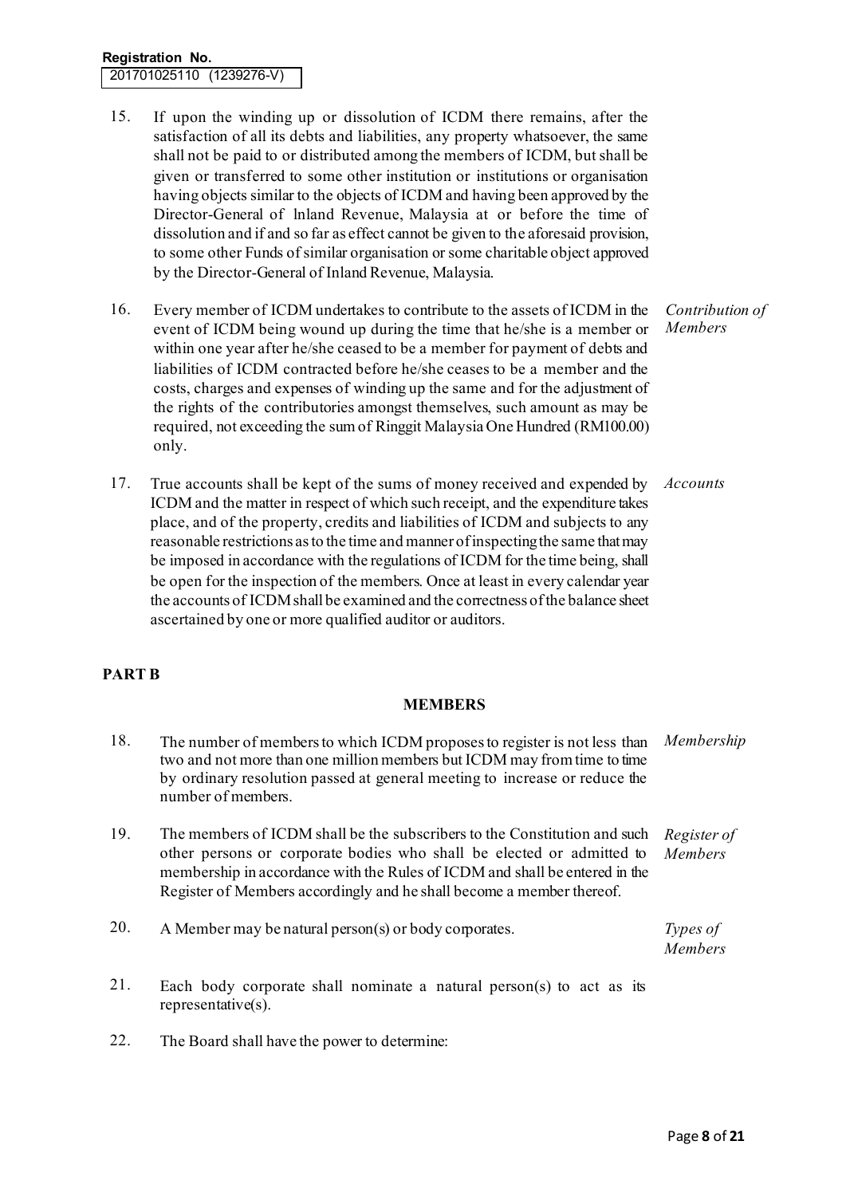Registration No. 201701025110 (1239276-V)

15. If upon the winding up or dissolution of ICDM there remains, after the satisfaction of all its debts and liabilities, any property whatsoever, the same shall not be paid to or distributed among the members of ICDM, but shall be given or transferred to some other institution or institutions or organisation having objects similar to the objects of ICDM and having been approved by the Director-General of lnland Revenue, Malaysia at or before the time of dissolution and if and so far as effect cannot be given to the aforesaid provision, to some other Funds of similar organisation or some charitable object approved by the Director-General of Inland Revenue, Malaysia.

16. *Contribution of Members* — Every member of ICDM undertakes to contribute to the assets of ICDM in the event of ICDM being wound up during the time that he/she is a member or within one year after he/she ceased to be a member for payment of debts and liabilities of ICDM contracted before he/she ceases to be a member and the costs, charges and expenses of winding up the same and for the adjustment of the rights of the contributories amongst themselves, such amount as may be required, not exceeding the sum of Ringgit Malaysia One Hundred (RM100.00) only.

17. *Accounts* — True accounts shall be kept of the sums of money received and expended by ICDM and the matter in respect of which such receipt, and the expenditure takes place, and of the property, credits and liabilities of ICDM and subjects to any reasonable restrictions as to the time and manner of inspecting the same that may be imposed in accordance with the regulations of ICDM for the time being, shall be open for the inspection of the members. Once at least in every calendar year the accounts of ICDM shall be examined and the correctness of the balance sheet ascertained by one or more qualified auditor or auditors.

## PART B

### MEMBERS

18. *Membership* — The number of members to which ICDM proposes to register is not less than two and not more than one million members but ICDM may from time to time by ordinary resolution passed at general meeting to increase or reduce the number of members.

19. *Register of Members* — The members of ICDM shall be the subscribers to the Constitution and such other persons or corporate bodies who shall be elected or admitted to membership in accordance with the Rules of ICDM and shall be entered in the Register of Members accordingly and he shall become a member thereof.

20. *Types of Members* — A Member may be natural person(s) or body corporates.

21. Each body corporate shall nominate a natural person(s) to act as its representative(s).

22. The Board shall have the power to determine: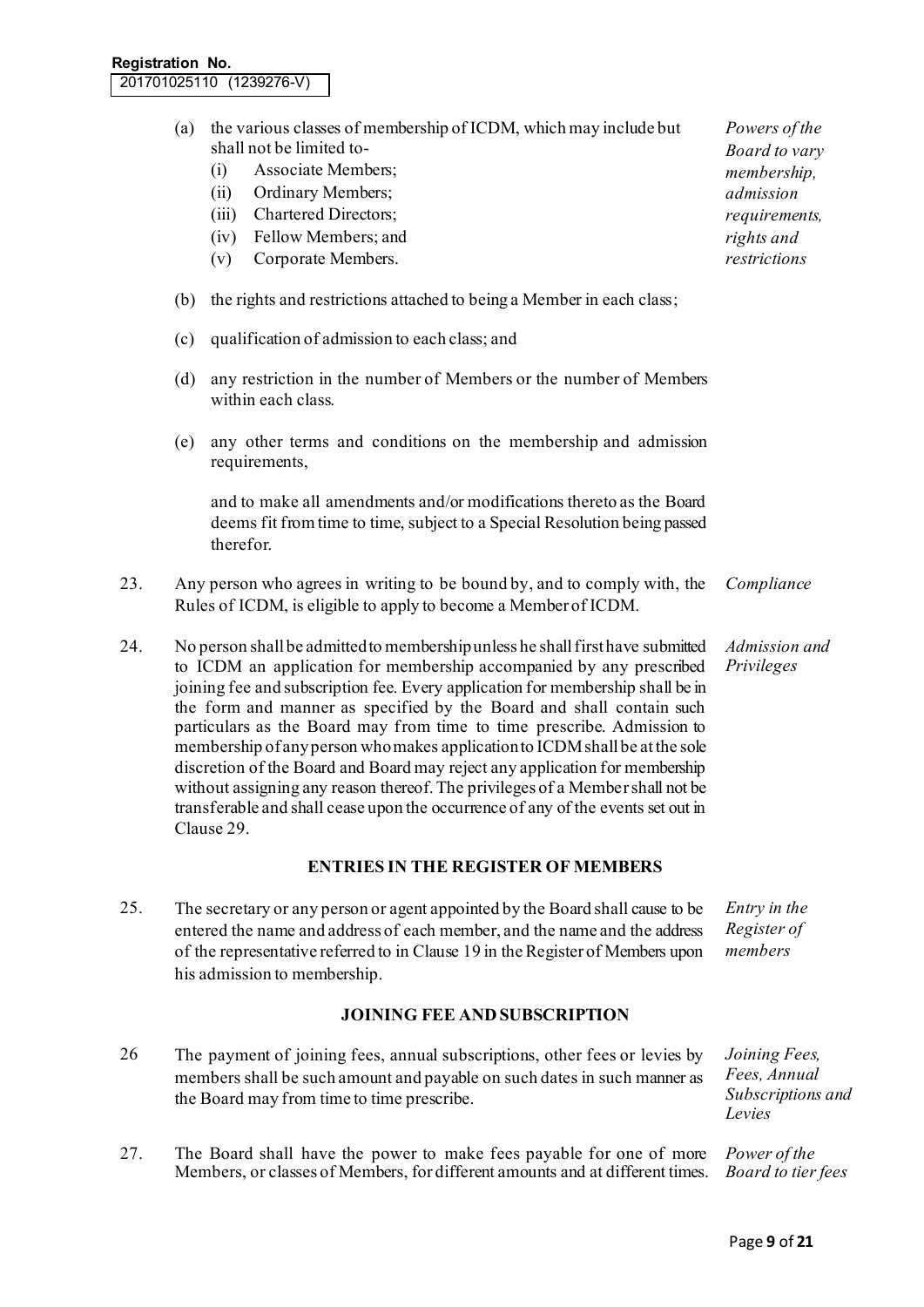**Registration No.**
201701025110 (1239276-V)

(a) the various classes of membership of ICDM, which may include but shall not be limited to-

*Powers of the Board to vary membership, admission requirements, rights and restrictions*

- (i) Associate Members;
- (ii) Ordinary Members;
- (iii) Chartered Directors;
- (iv) Fellow Members; and
- (v) Corporate Members.

(b) the rights and restrictions attached to being a Member in each class;

(c) qualification of admission to each class; and

(d) any restriction in the number of Members or the number of Members within each class.

(e) any other terms and conditions on the membership and admission requirements,

and to make all amendments and/or modifications thereto as the Board deems fit from time to time, subject to a Special Resolution being passed therefor.

23. Any person who agrees in writing to be bound by, and to comply with, the Rules of ICDM, is eligible to apply to become a Member of ICDM. *Compliance*

24. No person shall be admitted to membership unless he shall first have submitted to ICDM an application for membership accompanied by any prescribed joining fee and subscription fee. Every application for membership shall be in the form and manner as specified by the Board and shall contain such particulars as the Board may from time to time prescribe. Admission to membership of any person who makes application to ICDM shall be at the sole discretion of the Board and Board may reject any application for membership without assigning any reason thereof. The privileges of a Member shall not be transferable and shall cease upon the occurrence of any of the events set out in Clause 29. *Admission and Privileges*

## ENTRIES IN THE REGISTER OF MEMBERS

25. The secretary or any person or agent appointed by the Board shall cause to be entered the name and address of each member, and the name and the address of the representative referred to in Clause 19 in the Register of Members upon his admission to membership. *Entry in the Register of members*

## JOINING FEE AND SUBSCRIPTION

26 The payment of joining fees, annual subscriptions, other fees or levies by members shall be such amount and payable on such dates in such manner as the Board may from time to time prescribe. *Joining Fees, Fees, Annual Subscriptions and Levies*

27. The Board shall have the power to make fees payable for one of more Members, or classes of Members, for different amounts and at different times. *Power of the Board to tier fees*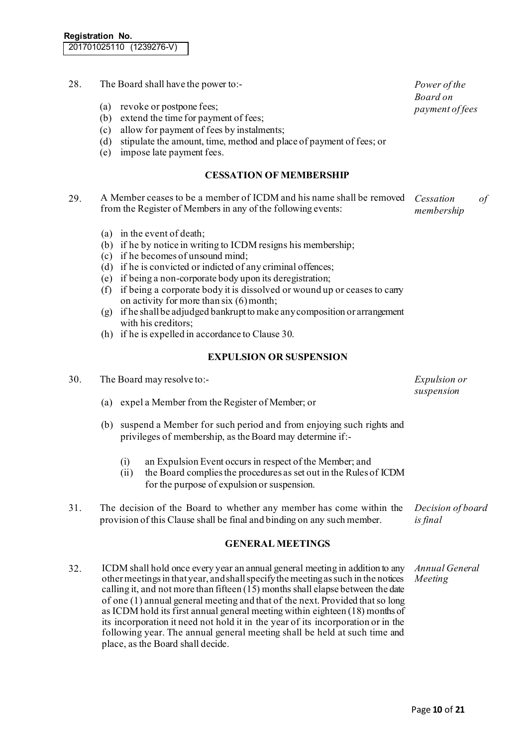28. The Board shall have the power to:- *Power of the Board on payment of fees*

   (a) revoke or postpone fees;
   (b) extend the time for payment of fees;
   (c) allow for payment of fees by instalments;
   (d) stipulate the amount, time, method and place of payment of fees; or
   (e) impose late payment fees.

## CESSATION OF MEMBERSHIP

29. A Member ceases to be a member of ICDM and his name shall be removed from the Register of Members in any of the following events: *Cessation of membership*

   (a) in the event of death;
   (b) if he by notice in writing to ICDM resigns his membership;
   (c) if he becomes of unsound mind;
   (d) if he is convicted or indicted of any criminal offences;
   (e) if being a non-corporate body upon its deregistration;
   (f) if being a corporate body it is dissolved or wound up or ceases to carry on activity for more than six (6) month;
   (g) if he shall be adjudged bankrupt to make any composition or arrangement with his creditors;
   (h) if he is expelled in accordance to Clause 30.

## EXPULSION OR SUSPENSION

30. The Board may resolve to:- *Expulsion or suspension*

   (a) expel a Member from the Register of Member; or

   (b) suspend a Member for such period and from enjoying such rights and privileges of membership, as the Board may determine if:-

      (i) an Expulsion Event occurs in respect of the Member; and
      (ii) the Board complies the procedures as set out in the Rules of ICDM for the purpose of expulsion or suspension.

31. The decision of the Board to whether any member has come within the provision of this Clause shall be final and binding on any such member. *Decision of board is final*

## GENERAL MEETINGS

32. ICDM shall hold once every year an annual general meeting in addition to any other meetings in that year, and shall specify the meeting as such in the notices calling it, and not more than fifteen (15) months shall elapse between the date of one (1) annual general meeting and that of the next. Provided that so long as ICDM hold its first annual general meeting within eighteen (18) months of its incorporation it need not hold it in the year of its incorporation or in the following year. The annual general meeting shall be held at such time and place, as the Board shall decide. *Annual General Meeting*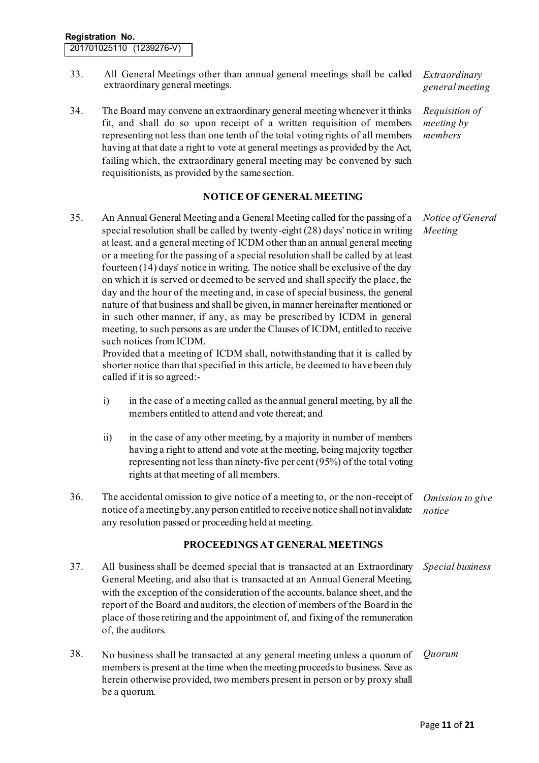Registration No.
201701025110 (1239276-V)

33. All General Meetings other than annual general meetings shall be called extraordinary general meetings. *Extraordinary general meeting*

34. The Board may convene an extraordinary general meeting whenever it thinks fit, and shall do so upon receipt of a written requisition of members representing not less than one tenth of the total voting rights of all members having at that date a right to vote at general meetings as provided by the Act, failing which, the extraordinary general meeting may be convened by such requisitionists, as provided by the same section. *Requisition of meeting by members*

## NOTICE OF GENERAL MEETING

35. An Annual General Meeting and a General Meeting called for the passing of a special resolution shall be called by twenty-eight (28) days' notice in writing at least, and a general meeting of ICDM other than an annual general meeting or a meeting for the passing of a special resolution shall be called by at least fourteen (14) days' notice in writing. The notice shall be exclusive of the day on which it is served or deemed to be served and shall specify the place, the day and the hour of the meeting and, in case of special business, the general nature of that business and shall be given, in manner hereinafter mentioned or in such other manner, if any, as may be prescribed by ICDM in general meeting, to such persons as are under the Clauses of ICDM, entitled to receive such notices from ICDM. *Notice of General Meeting*

    Provided that a meeting of ICDM shall, notwithstanding that it is called by shorter notice than that specified in this article, be deemed to have been duly called if it is so agreed:-

    i) in the case of a meeting called as the annual general meeting, by all the members entitled to attend and vote thereat; and

    ii) in the case of any other meeting, by a majority in number of members having a right to attend and vote at the meeting, being majority together representing not less than ninety-five per cent (95%) of the total voting rights at that meeting of all members.

36. The accidental omission to give notice of a meeting to, or the non-receipt of notice of a meeting by, any person entitled to receive notice shall not invalidate any resolution passed or proceeding held at meeting. *Omission to give notice*

## PROCEEDINGS AT GENERAL MEETINGS

37. All business shall be deemed special that is transacted at an Extraordinary General Meeting, and also that is transacted at an Annual General Meeting, with the exception of the consideration of the accounts, balance sheet, and the report of the Board and auditors, the election of members of the Board in the place of those retiring and the appointment of, and fixing of the remuneration of, the auditors. *Special business*

38. No business shall be transacted at any general meeting unless a quorum of members is present at the time when the meeting proceeds to business. Save as herein otherwise provided, two members present in person or by proxy shall be a quorum. *Quorum*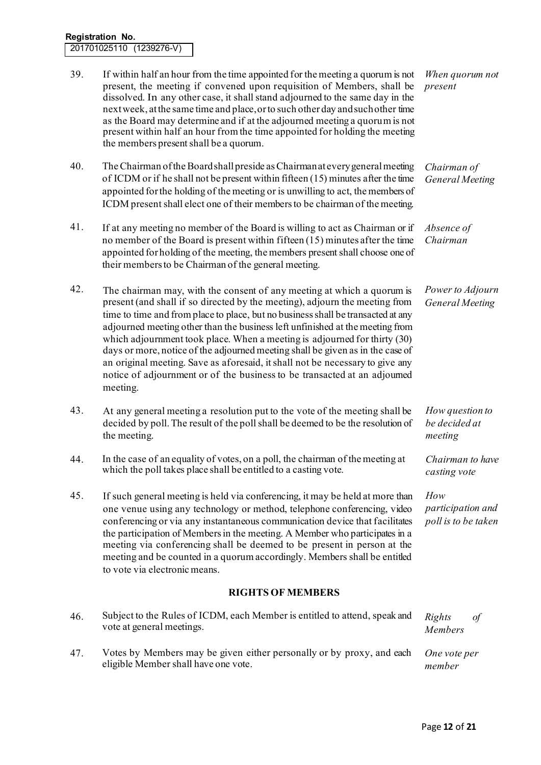Registration No. 201701025110 (1239276-V)

39. If within half an hour from the time appointed for the meeting a quorum is not present, the meeting if convened upon requisition of Members, shall be dissolved. In any other case, it shall stand adjourned to the same day in the next week, at the same time and place, or to such other day and such other time as the Board may determine and if at the adjourned meeting a quorum is not present within half an hour from the time appointed for holding the meeting the members present shall be a quorum. *When quorum not present*

40. The Chairman of the Board shall preside as Chairman at every general meeting of ICDM or if he shall not be present within fifteen (15) minutes after the time appointed for the holding of the meeting or is unwilling to act, the members of ICDM present shall elect one of their members to be chairman of the meeting. *Chairman of General Meeting*

41. If at any meeting no member of the Board is willing to act as Chairman or if no member of the Board is present within fifteen (15) minutes after the time appointed for holding of the meeting, the members present shall choose one of their members to be Chairman of the general meeting. *Absence of Chairman*

42. The chairman may, with the consent of any meeting at which a quorum is present (and shall if so directed by the meeting), adjourn the meeting from time to time and from place to place, but no business shall be transacted at any adjourned meeting other than the business left unfinished at the meeting from which adjournment took place. When a meeting is adjourned for thirty (30) days or more, notice of the adjourned meeting shall be given as in the case of an original meeting. Save as aforesaid, it shall not be necessary to give any notice of adjournment or of the business to be transacted at an adjourned meeting. *Power to Adjourn General Meeting*

43. At any general meeting a resolution put to the vote of the meeting shall be decided by poll. The result of the poll shall be deemed to be the resolution of the meeting. *How question to be decided at meeting*

44. In the case of an equality of votes, on a poll, the chairman of the meeting at which the poll takes place shall be entitled to a casting vote. *Chairman to have casting vote*

45. If such general meeting is held via conferencing, it may be held at more than one venue using any technology or method, telephone conferencing, video conferencing or via any instantaneous communication device that facilitates the participation of Members in the meeting. A Member who participates in a meeting via conferencing shall be deemed to be present in person at the meeting and be counted in a quorum accordingly. Members shall be entitled to vote via electronic means. *How participation and poll is to be taken*

## RIGHTS OF MEMBERS

46. Subject to the Rules of ICDM, each Member is entitled to attend, speak and vote at general meetings. *Rights of Members*

47. Votes by Members may be given either personally or by proxy, and each eligible Member shall have one vote. *One vote per member*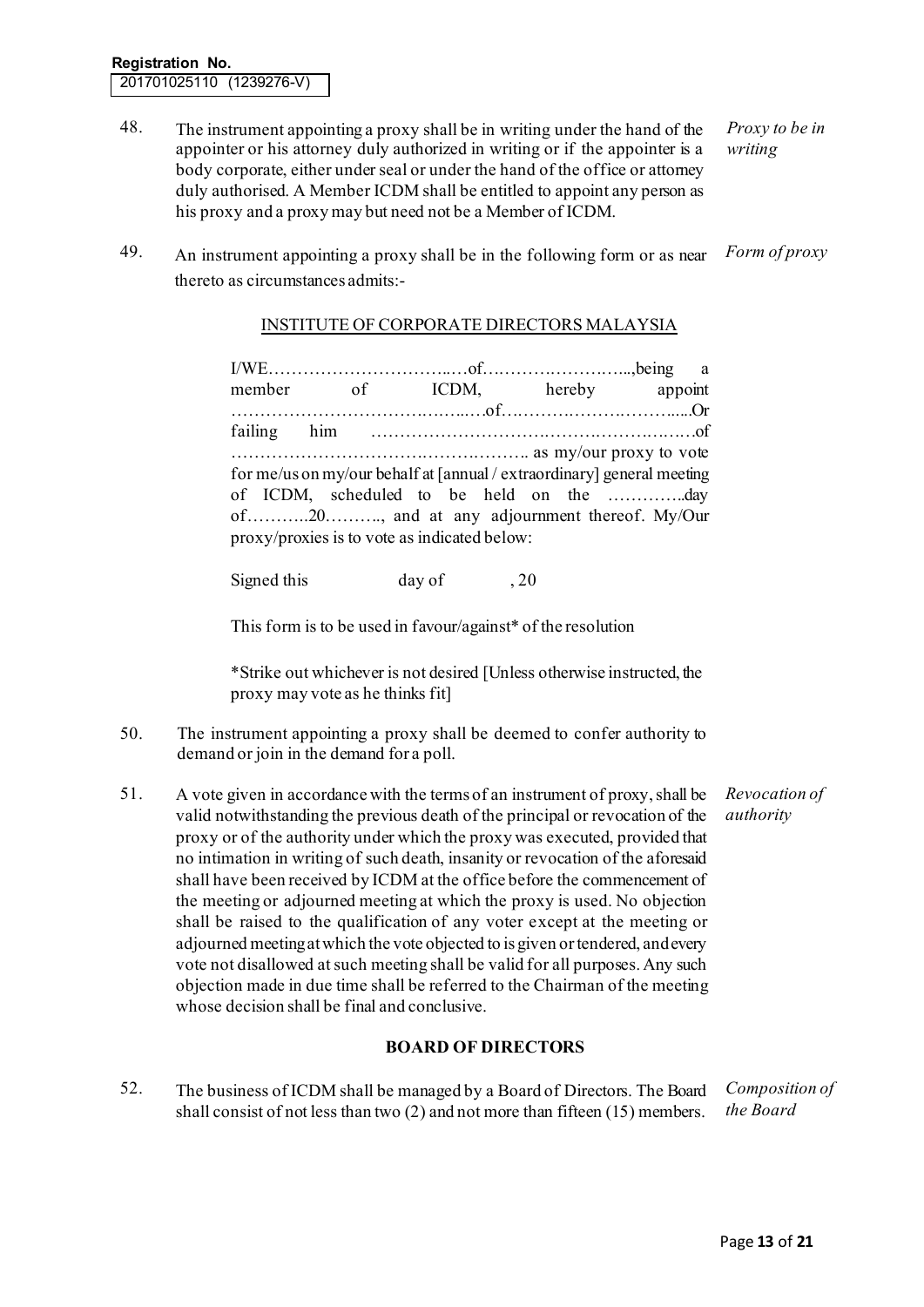**Registration No.** 201701025110 (1239276-V)

48. The instrument appointing a proxy shall be in writing under the hand of the appointer or his attorney duly authorized in writing or if the appointer is a body corporate, either under seal or under the hand of the office or attorney duly authorised. A Member ICDM shall be entitled to appoint any person as his proxy and a proxy may but need not be a Member of ICDM. *Proxy to be in writing*

49. An instrument appointing a proxy shall be in the following form or as near thereto as circumstances admits:- *Form of proxy*

> INSTITUTE OF CORPORATE DIRECTORS MALAYSIA
>
> I/WE……………………………..…of………………………..,being a member of ICDM, hereby appoint …………………………………..….of……………………………....Or failing him ………………………………………………………of ………………………………………………. as my/our proxy to vote for me/us on my/our behalf at [annual / extraordinary] general meeting of ICDM, scheduled to be held on the …………..day of………..20……….., and at any adjournment thereof. My/Our proxy/proxies is to vote as indicated below:
>
> Signed this day of , 20
>
> This form is to be used in favour/against* of the resolution
>
> *Strike out whichever is not desired [Unless otherwise instructed, the proxy may vote as he thinks fit]

50. The instrument appointing a proxy shall be deemed to confer authority to demand or join in the demand for a poll.

51. A vote given in accordance with the terms of an instrument of proxy, shall be valid notwithstanding the previous death of the principal or revocation of the proxy or of the authority under which the proxy was executed, provided that no intimation in writing of such death, insanity or revocation of the aforesaid shall have been received by ICDM at the office before the commencement of the meeting or adjourned meeting at which the proxy is used. No objection shall be raised to the qualification of any voter except at the meeting or adjourned meeting at which the vote objected to is given or tendered, and every vote not disallowed at such meeting shall be valid for all purposes. Any such objection made in due time shall be referred to the Chairman of the meeting whose decision shall be final and conclusive. *Revocation of authority*

## BOARD OF DIRECTORS

52. The business of ICDM shall be managed by a Board of Directors. The Board shall consist of not less than two (2) and not more than fifteen (15) members. *Composition of the Board*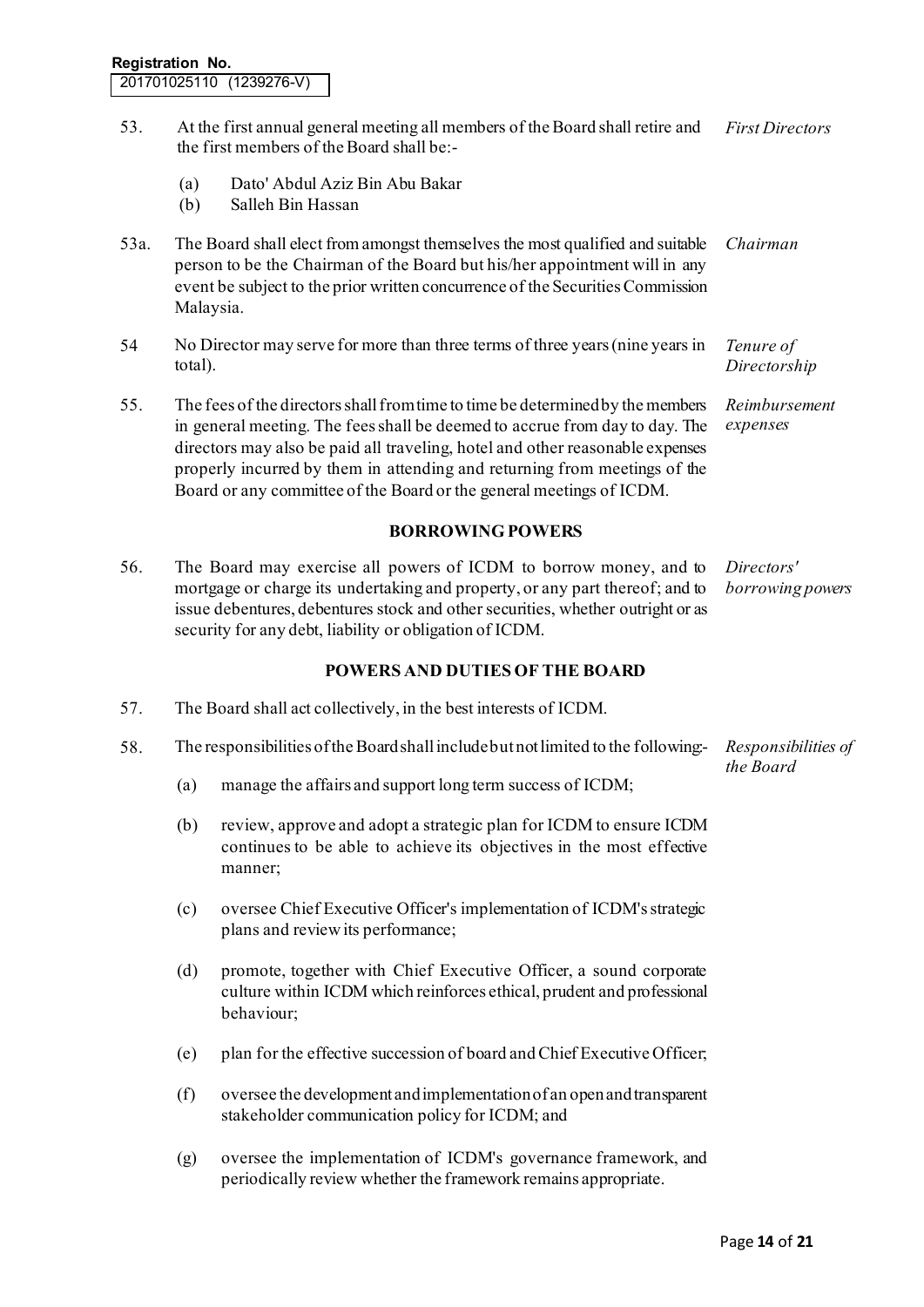Registration No.
201701025110 (1239276-V)

53. At the first annual general meeting all members of the Board shall retire and the first members of the Board shall be:- *First Directors*

   (a) Dato' Abdul Aziz Bin Abu Bakar
   (b) Salleh Bin Hassan

53a. The Board shall elect from amongst themselves the most qualified and suitable person to be the Chairman of the Board but his/her appointment will in any event be subject to the prior written concurrence of the Securities Commission Malaysia. *Chairman*

54 No Director may serve for more than three terms of three years (nine years in total). *Tenure of Directorship*

55. The fees of the directors shall from time to time be determined by the members in general meeting. The fees shall be deemed to accrue from day to day. The directors may also be paid all traveling, hotel and other reasonable expenses properly incurred by them in attending and returning from meetings of the Board or any committee of the Board or the general meetings of ICDM. *Reimbursement expenses*

## BORROWING POWERS

56. The Board may exercise all powers of ICDM to borrow money, and to mortgage or charge its undertaking and property, or any part thereof; and to issue debentures, debentures stock and other securities, whether outright or as security for any debt, liability or obligation of ICDM. *Directors' borrowing powers*

## POWERS AND DUTIES OF THE BOARD

57. The Board shall act collectively, in the best interests of ICDM.

58. The responsibilities of the Board shall include but not limited to the following:- *Responsibilities of the Board*

   (a) manage the affairs and support long term success of ICDM;

   (b) review, approve and adopt a strategic plan for ICDM to ensure ICDM continues to be able to achieve its objectives in the most effective manner;

   (c) oversee Chief Executive Officer's implementation of ICDM's strategic plans and review its performance;

   (d) promote, together with Chief Executive Officer, a sound corporate culture within ICDM which reinforces ethical, prudent and professional behaviour;

   (e) plan for the effective succession of board and Chief Executive Officer;

   (f) oversee the development and implementation of an open and transparent stakeholder communication policy for ICDM; and

   (g) oversee the implementation of ICDM's governance framework, and periodically review whether the framework remains appropriate.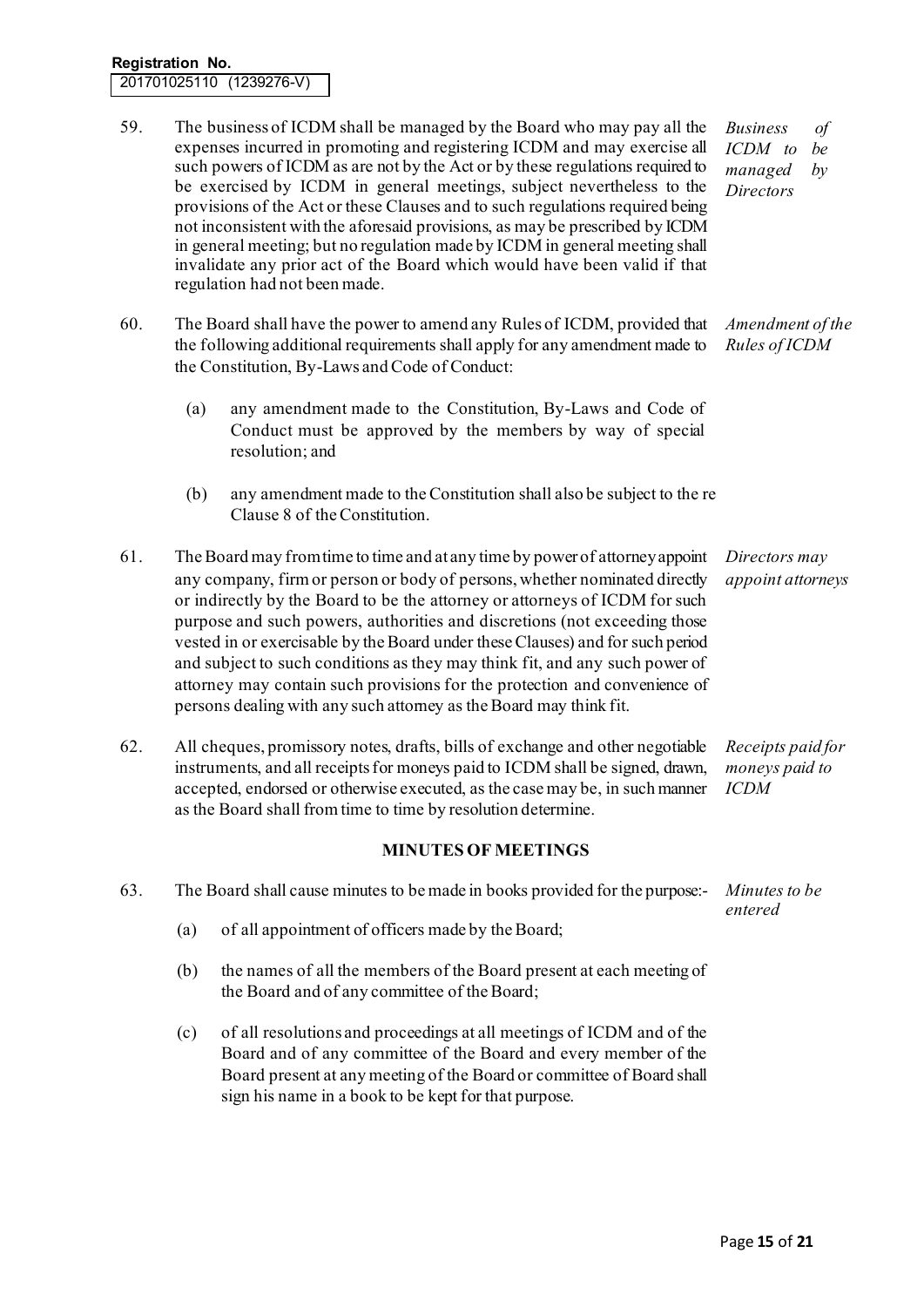Registration No.
201701025110 (1239276-V)

59. The business of ICDM shall be managed by the Board who may pay all the expenses incurred in promoting and registering ICDM and may exercise all such powers of ICDM as are not by the Act or by these regulations required to be exercised by ICDM in general meetings, subject nevertheless to the provisions of the Act or these Clauses and to such regulations required being not inconsistent with the aforesaid provisions, as may be prescribed by ICDM in general meeting; but no regulation made by ICDM in general meeting shall invalidate any prior act of the Board which would have been valid if that regulation had not been made. *Business of ICDM to be managed by Directors*

60. The Board shall have the power to amend any Rules of ICDM, provided that the following additional requirements shall apply for any amendment made to the Constitution, By-Laws and Code of Conduct: *Amendment of the Rules of ICDM*

   (a) any amendment made to the Constitution, By-Laws and Code of Conduct must be approved by the members by way of special resolution; and

   (b) any amendment made to the Constitution shall also be subject to the re Clause 8 of the Constitution.

61. The Board may from time to time and at any time by power of attorney appoint any company, firm or person or body of persons, whether nominated directly or indirectly by the Board to be the attorney or attorneys of ICDM for such purpose and such powers, authorities and discretions (not exceeding those vested in or exercisable by the Board under these Clauses) and for such period and subject to such conditions as they may think fit, and any such power of attorney may contain such provisions for the protection and convenience of persons dealing with any such attorney as the Board may think fit. *Directors may appoint attorneys*

62. All cheques, promissory notes, drafts, bills of exchange and other negotiable instruments, and all receipts for moneys paid to ICDM shall be signed, drawn, accepted, endorsed or otherwise executed, as the case may be, in such manner as the Board shall from time to time by resolution determine. *Receipts paid for moneys paid to ICDM*

## MINUTES OF MEETINGS

63. The Board shall cause minutes to be made in books provided for the purpose:- *Minutes to be entered*

   (a) of all appointment of officers made by the Board;

   (b) the names of all the members of the Board present at each meeting of the Board and of any committee of the Board;

   (c) of all resolutions and proceedings at all meetings of ICDM and of the Board and of any committee of the Board and every member of the Board present at any meeting of the Board or committee of Board shall sign his name in a book to be kept for that purpose.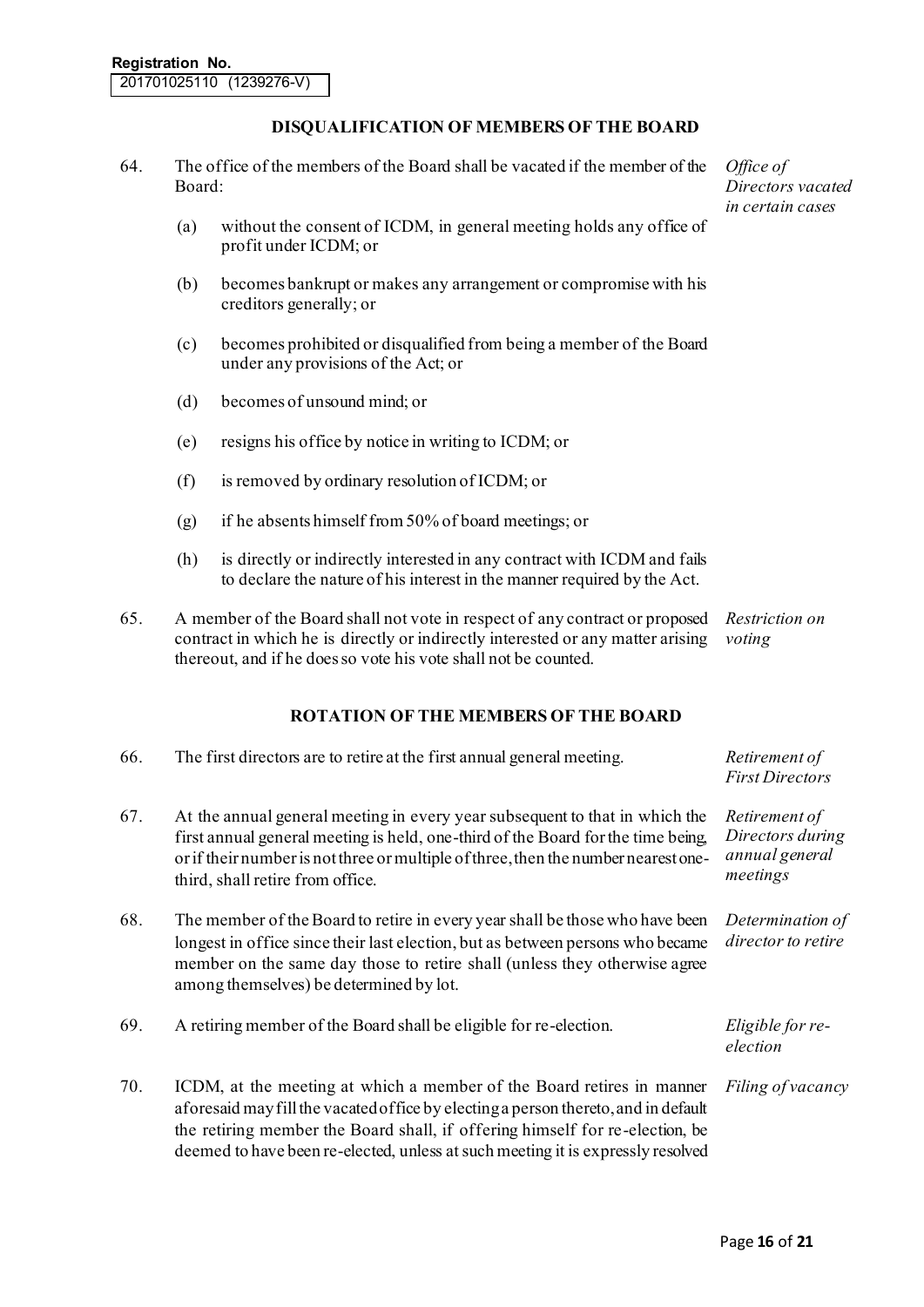**Registration No.**
201701025110 (1239276-V)

## DISQUALIFICATION OF MEMBERS OF THE BOARD

64. The office of the members of the Board shall be vacated if the member of the Board: *Office of Directors vacated in certain cases*

    (a) without the consent of ICDM, in general meeting holds any office of profit under ICDM; or

    (b) becomes bankrupt or makes any arrangement or compromise with his creditors generally; or

    (c) becomes prohibited or disqualified from being a member of the Board under any provisions of the Act; or

    (d) becomes of unsound mind; or

    (e) resigns his office by notice in writing to ICDM; or

    (f) is removed by ordinary resolution of ICDM; or

    (g) if he absents himself from 50% of board meetings; or

    (h) is directly or indirectly interested in any contract with ICDM and fails to declare the nature of his interest in the manner required by the Act.

65. A member of the Board shall not vote in respect of any contract or proposed contract in which he is directly or indirectly interested or any matter arising thereout, and if he does so vote his vote shall not be counted. *Restriction on voting*

## ROTATION OF THE MEMBERS OF THE BOARD

66. The first directors are to retire at the first annual general meeting. *Retirement of First Directors*

67. At the annual general meeting in every year subsequent to that in which the first annual general meeting is held, one-third of the Board for the time being, or if their number is not three or multiple of three, then the number nearest one-third, shall retire from office. *Retirement of Directors during annual general meetings*

68. The member of the Board to retire in every year shall be those who have been longest in office since their last election, but as between persons who became member on the same day those to retire shall (unless they otherwise agree among themselves) be determined by lot. *Determination of director to retire*

69. A retiring member of the Board shall be eligible for re-election. *Eligible for re-election*

70. ICDM, at the meeting at which a member of the Board retires in manner aforesaid may fill the vacated office by electing a person thereto, and in default the retiring member the Board shall, if offering himself for re-election, be deemed to have been re-elected, unless at such meeting it is expressly resolved *Filing of vacancy*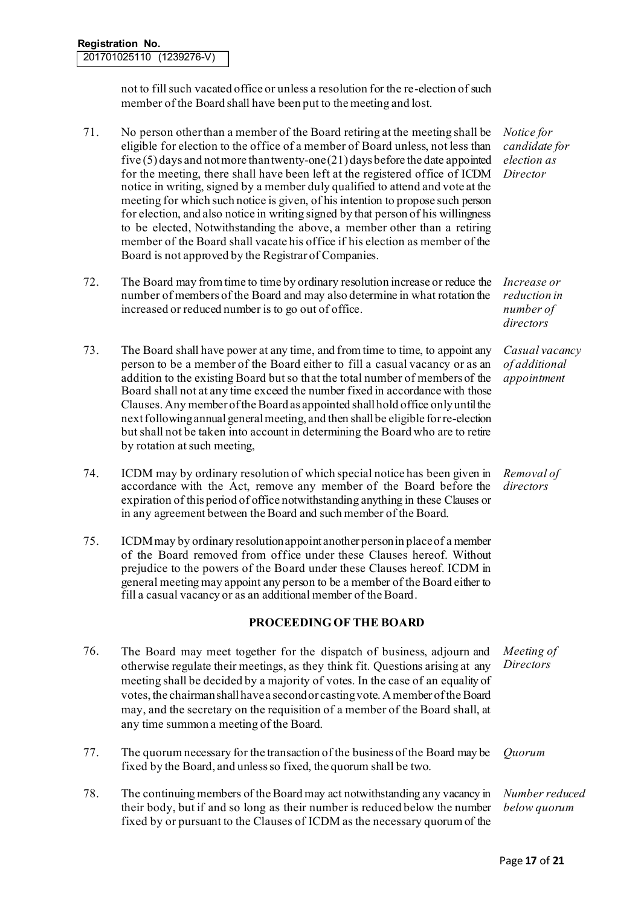not to fill such vacated office or unless a resolution for the re-election of such member of the Board shall have been put to the meeting and lost.

71. No person other than a member of the Board retiring at the meeting shall be eligible for election to the office of a member of Board unless, not less than five (5) days and not more than twenty-one (21) days before the date appointed for the meeting, there shall have been left at the registered office of ICDM notice in writing, signed by a member duly qualified to attend and vote at the meeting for which such notice is given, of his intention to propose such person for election, and also notice in writing signed by that person of his willingness to be elected, Notwithstanding the above, a member other than a retiring member of the Board shall vacate his office if his election as member of the Board is not approved by the Registrar of Companies. *Notice for candidate for election as Director*

72. The Board may from time to time by ordinary resolution increase or reduce the number of members of the Board and may also determine in what rotation the increased or reduced number is to go out of office. *Increase or reduction in number of directors*

73. The Board shall have power at any time, and from time to time, to appoint any person to be a member of the Board either to fill a casual vacancy or as an addition to the existing Board but so that the total number of members of the Board shall not at any time exceed the number fixed in accordance with those Clauses. Any member of the Board as appointed shall hold office only until the next following annual general meeting, and then shall be eligible for re-election but shall not be taken into account in determining the Board who are to retire by rotation at such meeting, *Casual vacancy of additional appointment*

74. ICDM may by ordinary resolution of which special notice has been given in accordance with the Act, remove any member of the Board before the expiration of this period of office notwithstanding anything in these Clauses or in any agreement between the Board and such member of the Board. *Removal of directors*

75. ICDM may by ordinary resolution appoint another person in place of a member of the Board removed from office under these Clauses hereof. Without prejudice to the powers of the Board under these Clauses hereof. ICDM in general meeting may appoint any person to be a member of the Board either to fill a casual vacancy or as an additional member of the Board.

## PROCEEDING OF THE BOARD

76. The Board may meet together for the dispatch of business, adjourn and otherwise regulate their meetings, as they think fit. Questions arising at any meeting shall be decided by a majority of votes. In the case of an equality of votes, the chairman shall have a second or casting vote. A member of the Board may, and the secretary on the requisition of a member of the Board shall, at any time summon a meeting of the Board. *Meeting of Directors*

77. The quorum necessary for the transaction of the business of the Board may be fixed by the Board, and unless so fixed, the quorum shall be two. *Quorum*

78. The continuing members of the Board may act notwithstanding any vacancy in their body, but if and so long as their number is reduced below the number fixed by or pursuant to the Clauses of ICDM as the necessary quorum of the *Number reduced below quorum*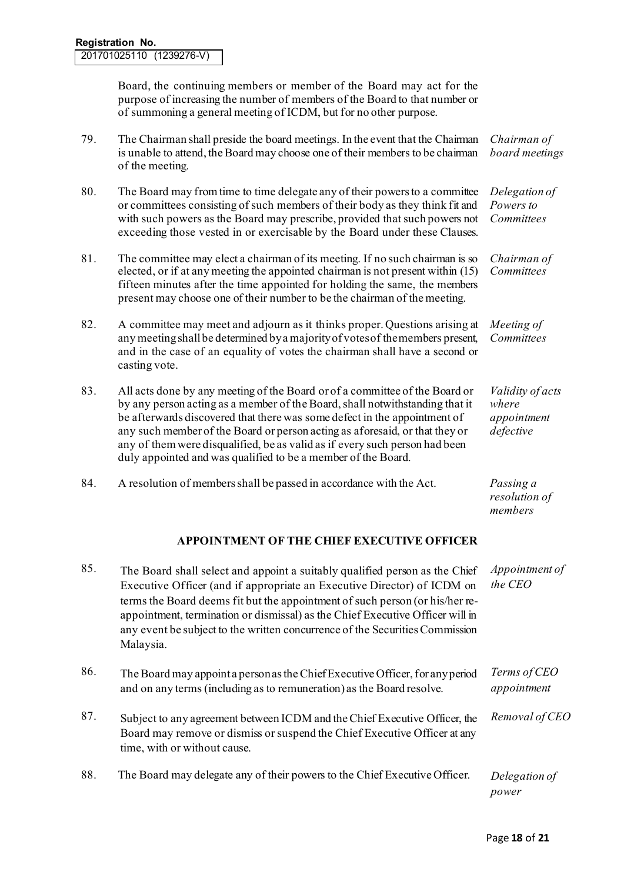Registration No.
201701025110 (1239276-V)

Board, the continuing members or member of the Board may act for the purpose of increasing the number of members of the Board to that number or of summoning a general meeting of ICDM, but for no other purpose.

79. The Chairman shall preside the board meetings. In the event that the Chairman is unable to attend, the Board may choose one of their members to be chairman of the meeting. *Chairman of board meetings*

80. The Board may from time to time delegate any of their powers to a committee or committees consisting of such members of their body as they think fit and with such powers as the Board may prescribe, provided that such powers not exceeding those vested in or exercisable by the Board under these Clauses. *Delegation of Powers to Committees*

81. The committee may elect a chairman of its meeting. If no such chairman is so elected, or if at any meeting the appointed chairman is not present within (15) fifteen minutes after the time appointed for holding the same, the members present may choose one of their number to be the chairman of the meeting. *Chairman of Committees*

82. A committee may meet and adjourn as it thinks proper. Questions arising at any meeting shall be determined by a majority of votes of the members present, and in the case of an equality of votes the chairman shall have a second or casting vote. *Meeting of Committees*

83. All acts done by any meeting of the Board or of a committee of the Board or by any person acting as a member of the Board, shall notwithstanding that it be afterwards discovered that there was some defect in the appointment of any such member of the Board or person acting as aforesaid, or that they or any of them were disqualified, be as valid as if every such person had been duly appointed and was qualified to be a member of the Board. *Validity of acts where appointment defective*

84. A resolution of members shall be passed in accordance with the Act. *Passing a resolution of members*

## APPOINTMENT OF THE CHIEF EXECUTIVE OFFICER

85. The Board shall select and appoint a suitably qualified person as the Chief Executive Officer (and if appropriate an Executive Director) of ICDM on terms the Board deems fit but the appointment of such person (or his/her re-appointment, termination or dismissal) as the Chief Executive Officer will in any event be subject to the written concurrence of the Securities Commission Malaysia. *Appointment of the CEO*

86. The Board may appoint a person as the Chief Executive Officer, for any period and on any terms (including as to remuneration) as the Board resolve. *Terms of CEO appointment*

87. Subject to any agreement between ICDM and the Chief Executive Officer, the Board may remove or dismiss or suspend the Chief Executive Officer at any time, with or without cause. *Removal of CEO*

88. The Board may delegate any of their powers to the Chief Executive Officer. *Delegation of power*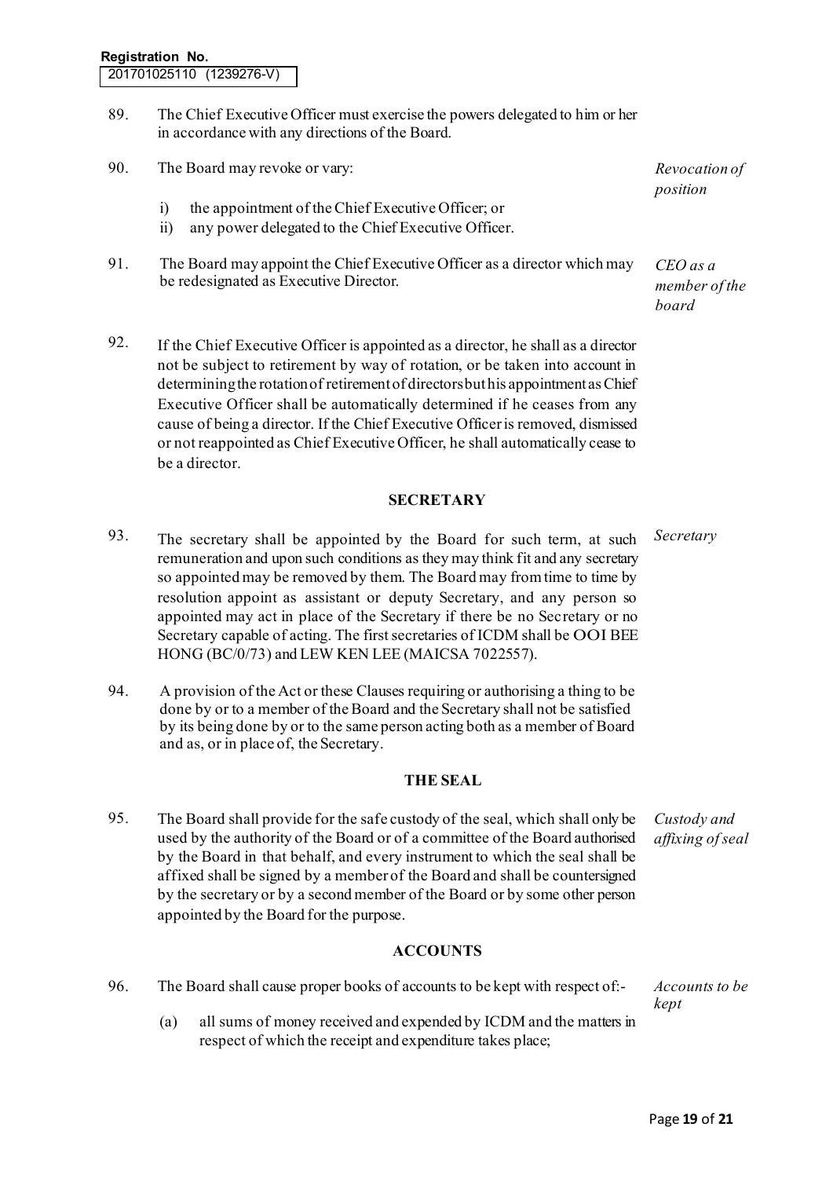**Registration No.**
201701025110 (1239276-V)

89. The Chief Executive Officer must exercise the powers delegated to him or her in accordance with any directions of the Board.

90. The Board may revoke or vary: *Revocation of position*

   i) the appointment of the Chief Executive Officer; or
   ii) any power delegated to the Chief Executive Officer.

91. The Board may appoint the Chief Executive Officer as a director which may be redesignated as Executive Director. *CEO as a member of the board*

92. If the Chief Executive Officer is appointed as a director, he shall as a director not be subject to retirement by way of rotation, or be taken into account in determining the rotation of retirement of directors but his appointment as Chief Executive Officer shall be automatically determined if he ceases from any cause of being a director. If the Chief Executive Officer is removed, dismissed or not reappointed as Chief Executive Officer, he shall automatically cease to be a director.

## SECRETARY

93. The secretary shall be appointed by the Board for such term, at such remuneration and upon such conditions as they may think fit and any secretary so appointed may be removed by them. The Board may from time to time by resolution appoint as assistant or deputy Secretary, and any person so appointed may act in place of the Secretary if there be no Secretary or no Secretary capable of acting. The first secretaries of ICDM shall be OOI BEE HONG (BC/0/73) and LEW KEN LEE (MAICSA 7022557). *Secretary*

94. A provision of the Act or these Clauses requiring or authorising a thing to be done by or to a member of the Board and the Secretary shall not be satisfied by its being done by or to the same person acting both as a member of Board and as, or in place of, the Secretary.

## THE SEAL

95. The Board shall provide for the safe custody of the seal, which shall only be used by the authority of the Board or of a committee of the Board authorised by the Board in that behalf, and every instrument to which the seal shall be affixed shall be signed by a member of the Board and shall be countersigned by the secretary or by a second member of the Board or by some other person appointed by the Board for the purpose. *Custody and affixing of seal*

## ACCOUNTS

96. The Board shall cause proper books of accounts to be kept with respect of:- *Accounts to be kept*

   (a) all sums of money received and expended by ICDM and the matters in respect of which the receipt and expenditure takes place;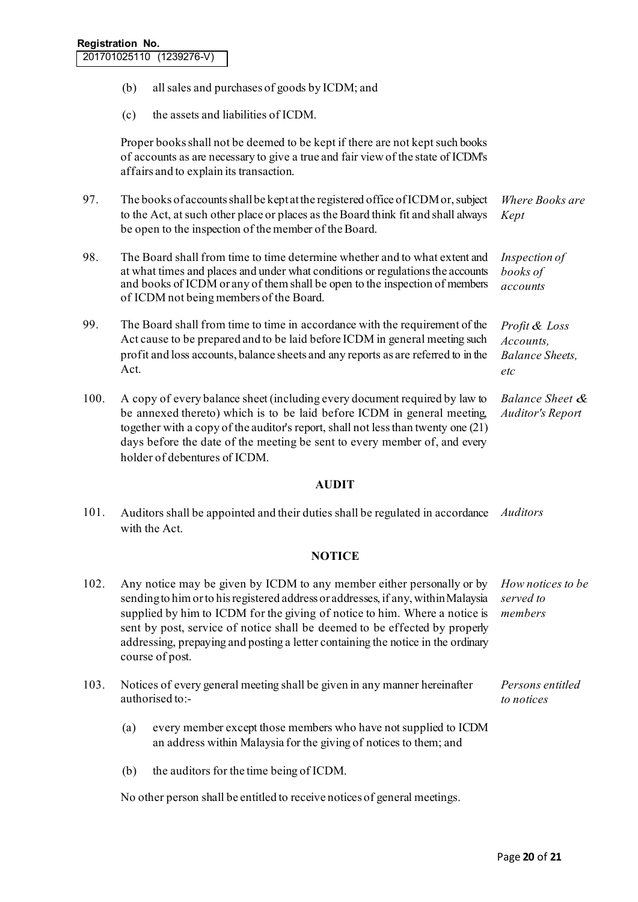(b) all sales and purchases of goods by ICDM; and

(c) the assets and liabilities of ICDM.

Proper books shall not be deemed to be kept if there are not kept such books of accounts as are necessary to give a true and fair view of the state of ICDM's affairs and to explain its transaction.

97. The books of accounts shall be kept at the registered office of ICDM or, subject to the Act, at such other place or places as the Board think fit and shall always be open to the inspection of the member of the Board. *Where Books are Kept*

98. The Board shall from time to time determine whether and to what extent and at what times and places and under what conditions or regulations the accounts and books of ICDM or any of them shall be open to the inspection of members of ICDM not being members of the Board. *Inspection of books of accounts*

99. The Board shall from time to time in accordance with the requirement of the Act cause to be prepared and to be laid before ICDM in general meeting such profit and loss accounts, balance sheets and any reports as are referred to in the Act. *Profit & Loss Accounts, Balance Sheets, etc*

100. A copy of every balance sheet (including every document required by law to be annexed thereto) which is to be laid before ICDM in general meeting, together with a copy of the auditor's report, shall not less than twenty one (21) days before the date of the meeting be sent to every member of, and every holder of debentures of ICDM. *Balance Sheet & Auditor's Report*

## AUDIT

101. Auditors shall be appointed and their duties shall be regulated in accordance with the Act. *Auditors*

## NOTICE

102. Any notice may be given by ICDM to any member either personally or by sending to him or to his registered address or addresses, if any, within Malaysia supplied by him to ICDM for the giving of notice to him. Where a notice is sent by post, service of notice shall be deemed to be effected by properly addressing, prepaying and posting a letter containing the notice in the ordinary course of post. *How notices to be served to members*

103. Notices of every general meeting shall be given in any manner hereinafter authorised to:- *Persons entitled to notices*

(a) every member except those members who have not supplied to ICDM an address within Malaysia for the giving of notices to them; and

(b) the auditors for the time being of ICDM.

No other person shall be entitled to receive notices of general meetings.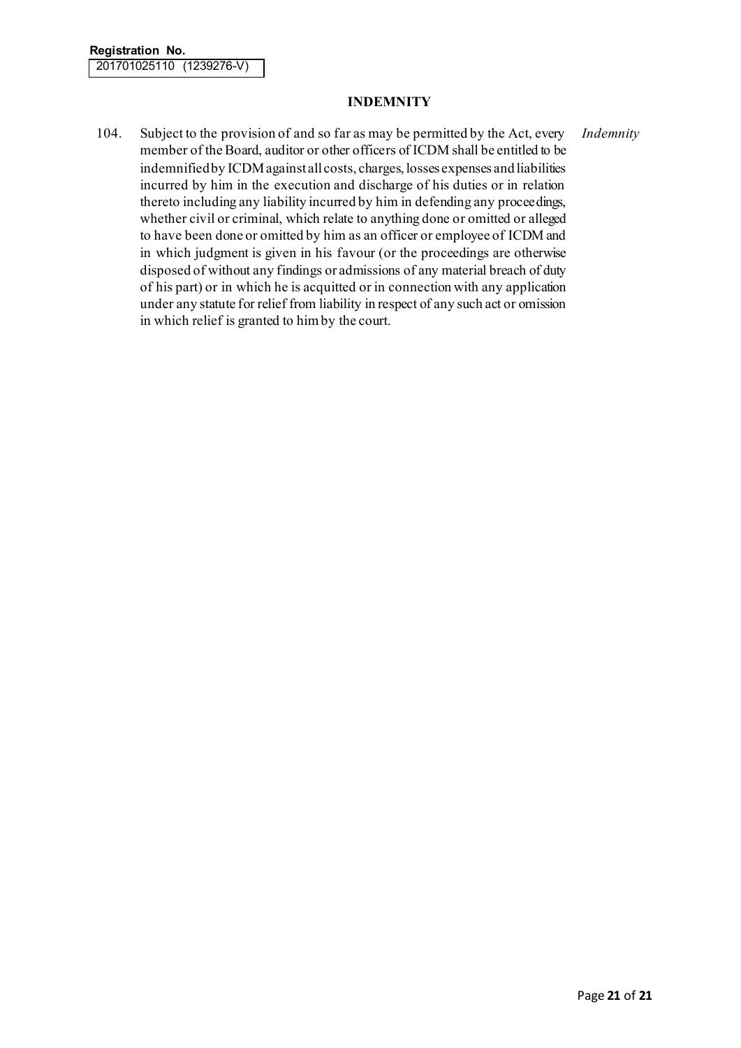## INDEMNITY

104. Subject to the provision of and so far as may be permitted by the Act, every member of the Board, auditor or other officers of ICDM shall be entitled to be indemnified by ICDM against all costs, charges, losses expenses and liabilities incurred by him in the execution and discharge of his duties or in relation thereto including any liability incurred by him in defending any proceedings, whether civil or criminal, which relate to anything done or omitted or alleged to have been done or omitted by him as an officer or employee of ICDM and in which judgment is given in his favour (or the proceedings are otherwise disposed of without any findings or admissions of any material breach of duty of his part) or in which he is acquitted or in connection with any application under any statute for relief from liability in respect of any such act or omission in which relief is granted to him by the court. *Indemnity*